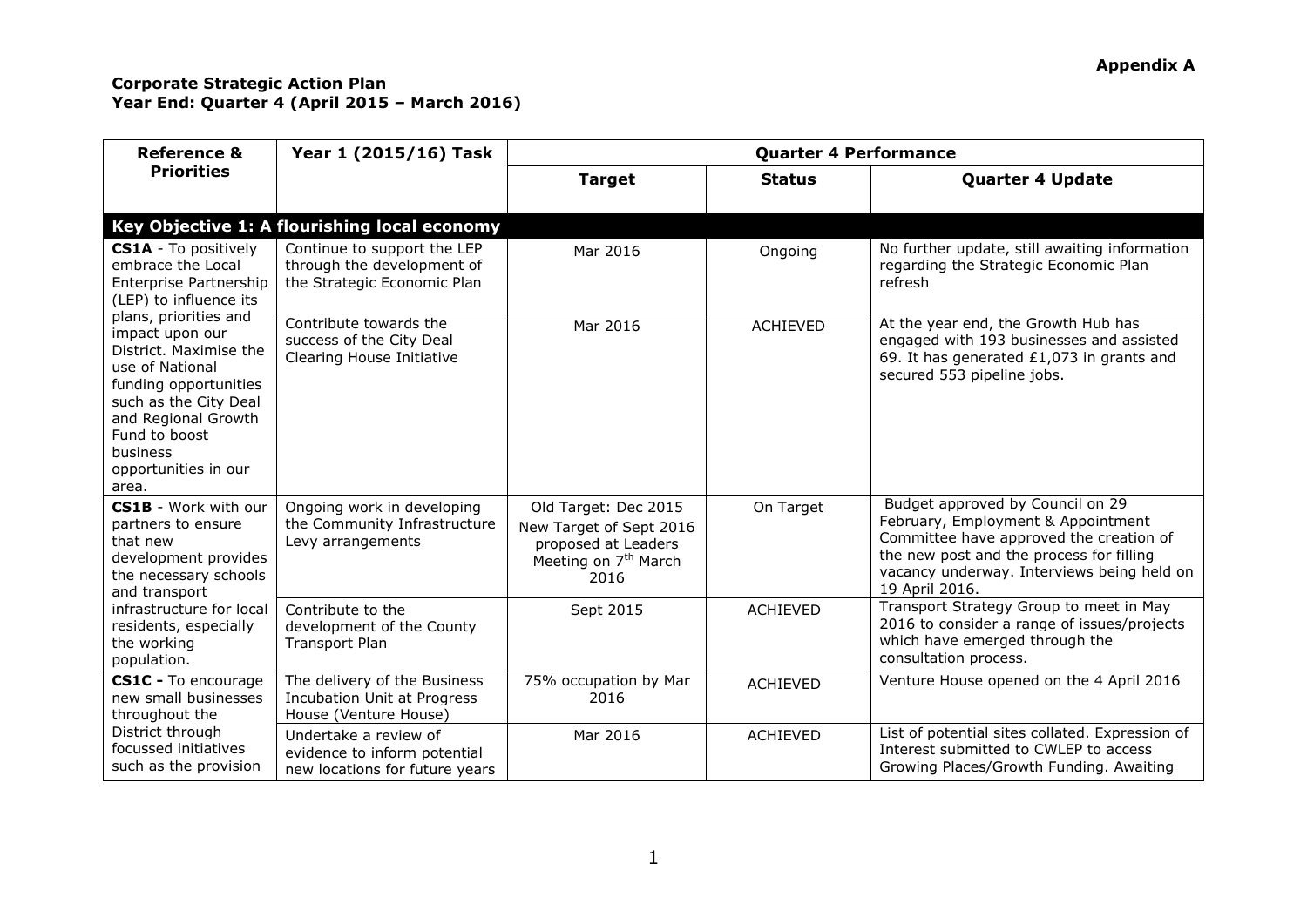**Appendix A**

**Corporate Strategic Action Plan**
**Year End: Quarter 4 (April 2015 – March 2016)**

| Reference & Priorities | Year 1 (2015/16) Task | Quarter 4 Performance | | |
|---|---|---|---|---|
| | | **Target** | **Status** | **Quarter 4 Update** |
| **Key Objective 1: A flourishing local economy** | | | | |
| **CS1A** - To positively embrace the Local Enterprise Partnership (LEP) to influence its plans, priorities and impact upon our District. Maximise the use of National funding opportunities such as the City Deal and Regional Growth Fund to boost business opportunities in our area. | Continue to support the LEP through the development of the Strategic Economic Plan | Mar 2016 | Ongoing | No further update, still awaiting information regarding the Strategic Economic Plan refresh |
| | Contribute towards the success of the City Deal Clearing House Initiative | Mar 2016 | ACHIEVED | At the year end, the Growth Hub has engaged with 193 businesses and assisted 69. It has generated £1,073 in grants and secured 553 pipeline jobs. |
| **CS1B** - Work with our partners to ensure that new development provides the necessary schools and transport infrastructure for local residents, especially the working population. | Ongoing work in developing the Community Infrastructure Levy arrangements | Old Target: Dec 2015 New Target of Sept 2016 proposed at Leaders Meeting on 7th March 2016 | On Target | Budget approved by Council on 29 February, Employment & Appointment Committee have approved the creation of the new post and the process for filling vacancy underway. Interviews being held on 19 April 2016. |
| | Contribute to the development of the County Transport Plan | Sept 2015 | ACHIEVED | Transport Strategy Group to meet in May 2016 to consider a range of issues/projects which have emerged through the consultation process. |
| **CS1C -** To encourage new small businesses throughout the District through focussed initiatives such as the provision | The delivery of the Business Incubation Unit at Progress House (Venture House) | 75% occupation by Mar 2016 | ACHIEVED | Venture House opened on the 4 April 2016 |
| | Undertake a review of evidence to inform potential new locations for future years | Mar 2016 | ACHIEVED | List of potential sites collated. Expression of Interest submitted to CWLEP to access Growing Places/Growth Funding. Awaiting |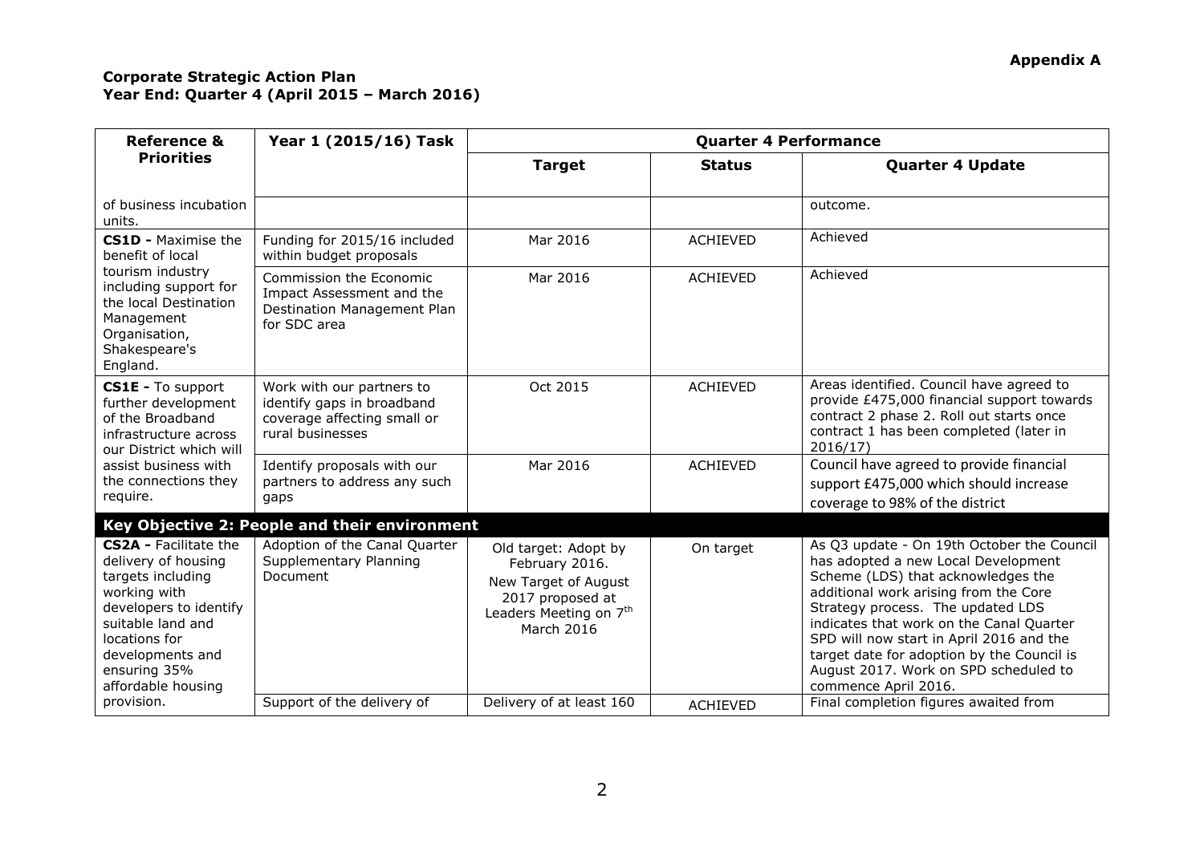**Appendix A**

**Corporate Strategic Action Plan**
**Year End: Quarter 4 (April 2015 – March 2016)**

| Reference & Priorities | Year 1 (2015/16) Task | Quarter 4 Performance | | |
|---|---|---|---|---|
| | | **Target** | **Status** | **Quarter 4 Update** |
| of business incubation units. | | | | outcome. |
| **CS1D -** Maximise the benefit of local tourism industry including support for the local Destination Management Organisation, Shakespeare's England. | Funding for 2015/16 included within budget proposals | Mar 2016 | ACHIEVED | Achieved |
| | Commission the Economic Impact Assessment and the Destination Management Plan for SDC area | Mar 2016 | ACHIEVED | Achieved |
| **CS1E -** To support further development of the Broadband infrastructure across our District which will assist business with the connections they require. | Work with our partners to identify gaps in broadband coverage affecting small or rural businesses | Oct 2015 | ACHIEVED | Areas identified. Council have agreed to provide £475,000 financial support towards contract 2 phase 2. Roll out starts once contract 1 has been completed (later in 2016/17) |
| | Identify proposals with our partners to address any such gaps | Mar 2016 | ACHIEVED | Council have agreed to provide financial support £475,000 which should increase coverage to 98% of the district |
| **Key Objective 2: People and their environment** | | | | |
| **CS2A -** Facilitate the delivery of housing targets including working with developers to identify suitable land and locations for developments and ensuring 35% affordable housing provision. | Adoption of the Canal Quarter Supplementary Planning Document | Old target: Adopt by February 2016. New Target of August 2017 proposed at Leaders Meeting on 7th March 2016 | On target | As Q3 update - On 19th October the Council has adopted a new Local Development Scheme (LDS) that acknowledges the additional work arising from the Core Strategy process. The updated LDS indicates that work on the Canal Quarter SPD will now start in April 2016 and the target date for adoption by the Council is August 2017. Work on SPD scheduled to commence April 2016. |
| | Support of the delivery of | Delivery of at least 160 | ACHIEVED | Final completion figures awaited from |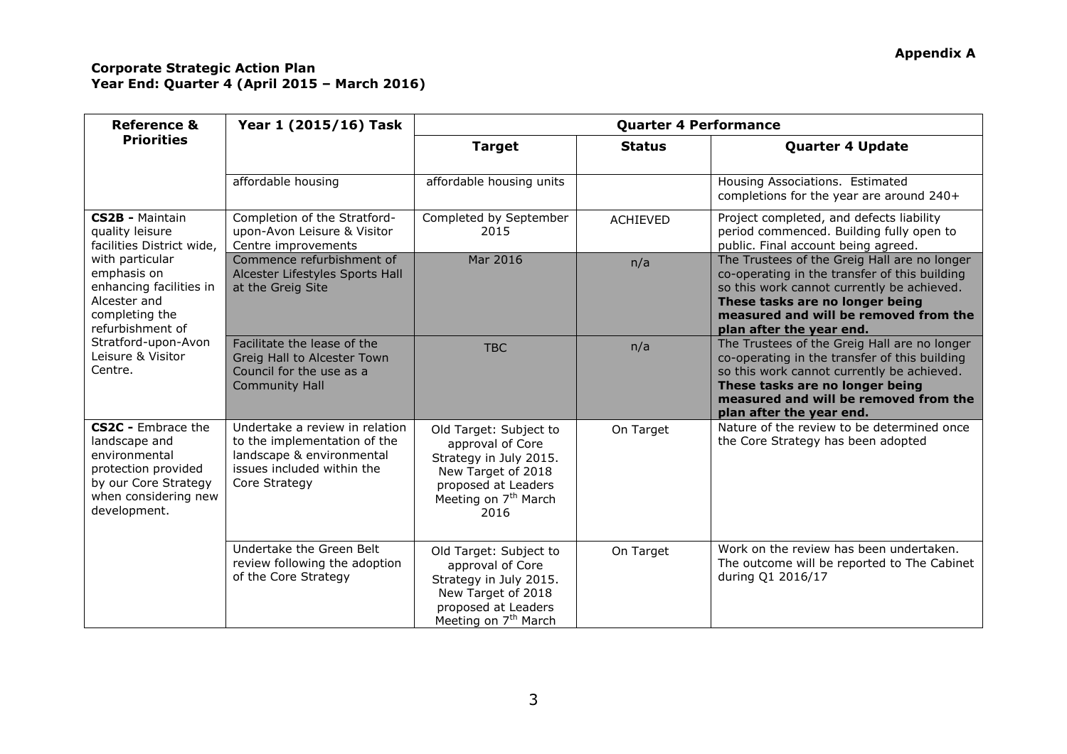**Appendix A**

**Corporate Strategic Action Plan**
**Year End: Quarter 4 (April 2015 – March 2016)**

| Reference & Priorities | Year 1 (2015/16) Task | Quarter 4 Performance | | |
|---|---|---|---|---|
| | | **Target** | **Status** | **Quarter 4 Update** |
| | affordable housing | affordable housing units | | Housing Associations. Estimated completions for the year are around 240+ |
| **CS2B -** Maintain quality leisure facilities District wide, with particular emphasis on enhancing facilities in Alcester and completing the refurbishment of Stratford-upon-Avon Leisure & Visitor Centre. | Completion of the Stratford-upon-Avon Leisure & Visitor Centre improvements | Completed by September 2015 | ACHIEVED | Project completed, and defects liability period commenced. Building fully open to public. Final account being agreed. |
| | Commence refurbishment of Alcester Lifestyles Sports Hall at the Greig Site | Mar 2016 | n/a | The Trustees of the Greig Hall are no longer co-operating in the transfer of this building so this work cannot currently be achieved. **These tasks are no longer being measured and will be removed from the plan after the year end.** |
| | Facilitate the lease of the Greig Hall to Alcester Town Council for the use as a Community Hall | TBC | n/a | The Trustees of the Greig Hall are no longer co-operating in the transfer of this building so this work cannot currently be achieved. **These tasks are no longer being measured and will be removed from the plan after the year end.** |
| **CS2C -** Embrace the landscape and environmental protection provided by our Core Strategy when considering new development. | Undertake a review in relation to the implementation of the landscape & environmental issues included within the Core Strategy | Old Target: Subject to approval of Core Strategy in July 2015. New Target of 2018 proposed at Leaders Meeting on 7th March 2016 | On Target | Nature of the review to be determined once the Core Strategy has been adopted |
| | Undertake the Green Belt review following the adoption of the Core Strategy | Old Target: Subject to approval of Core Strategy in July 2015. New Target of 2018 proposed at Leaders Meeting on 7th March | On Target | Work on the review has been undertaken. The outcome will be reported to The Cabinet during Q1 2016/17 |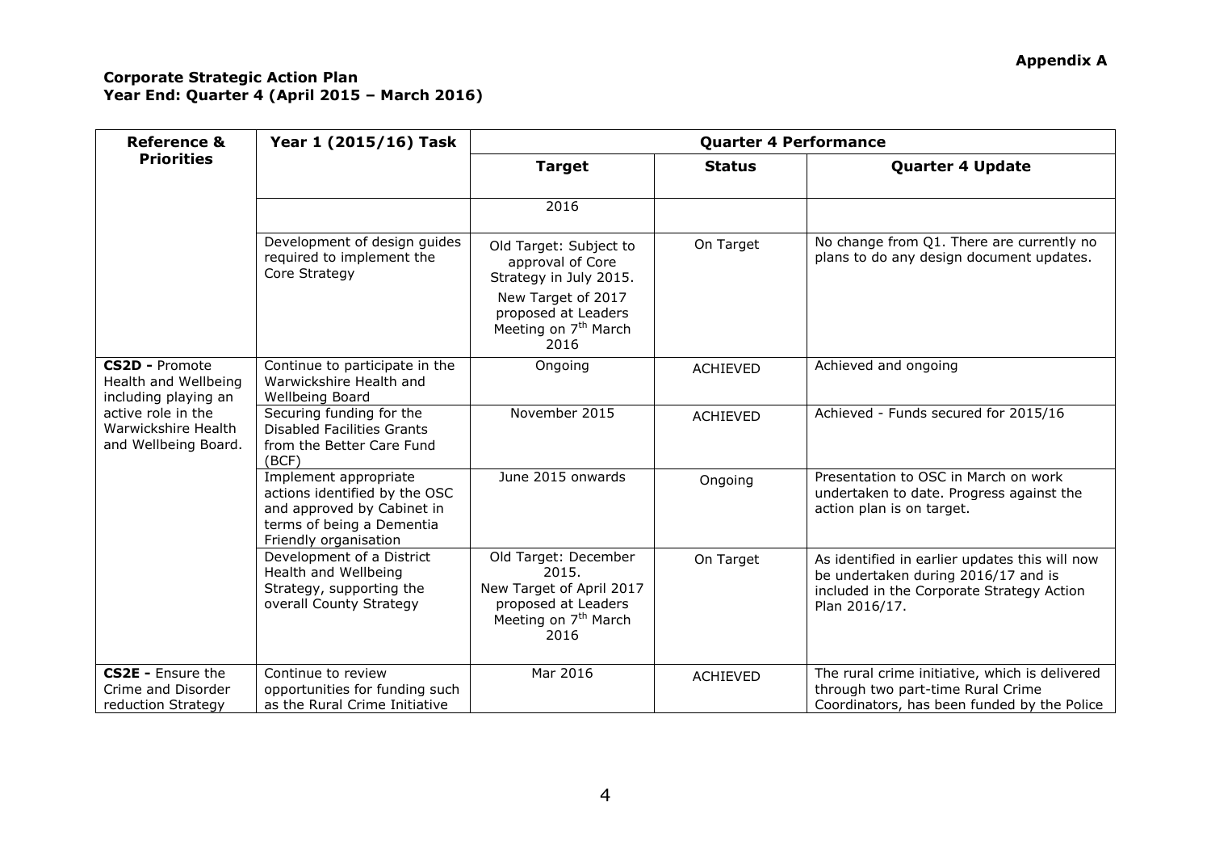**Appendix A**

**Corporate Strategic Action Plan**
**Year End: Quarter 4 (April 2015 – March 2016)**

| Reference & Priorities | Year 1 (2015/16) Task | Quarter 4 Performance | | |
|---|---|---|---|---|
| | | **Target** | **Status** | **Quarter 4 Update** |
| | | 2016 | | |
| | Development of design guides required to implement the Core Strategy | Old Target: Subject to approval of Core Strategy in July 2015. New Target of 2017 proposed at Leaders Meeting on 7th March 2016 | On Target | No change from Q1. There are currently no plans to do any design document updates. |
| **CS2D -** Promote Health and Wellbeing including playing an active role in the Warwickshire Health and Wellbeing Board. | Continue to participate in the Warwickshire Health and Wellbeing Board | Ongoing | ACHIEVED | Achieved and ongoing |
| | Securing funding for the Disabled Facilities Grants from the Better Care Fund (BCF) | November 2015 | ACHIEVED | Achieved - Funds secured for 2015/16 |
| | Implement appropriate actions identified by the OSC and approved by Cabinet in terms of being a Dementia Friendly organisation | June 2015 onwards | Ongoing | Presentation to OSC in March on work undertaken to date. Progress against the action plan is on target. |
| | Development of a District Health and Wellbeing Strategy, supporting the overall County Strategy | Old Target: December 2015. New Target of April 2017 proposed at Leaders Meeting on 7th March 2016 | On Target | As identified in earlier updates this will now be undertaken during 2016/17 and is included in the Corporate Strategy Action Plan 2016/17. |
| **CS2E -** Ensure the Crime and Disorder reduction Strategy | Continue to review opportunities for funding such as the Rural Crime Initiative | Mar 2016 | ACHIEVED | The rural crime initiative, which is delivered through two part-time Rural Crime Coordinators, has been funded by the Police |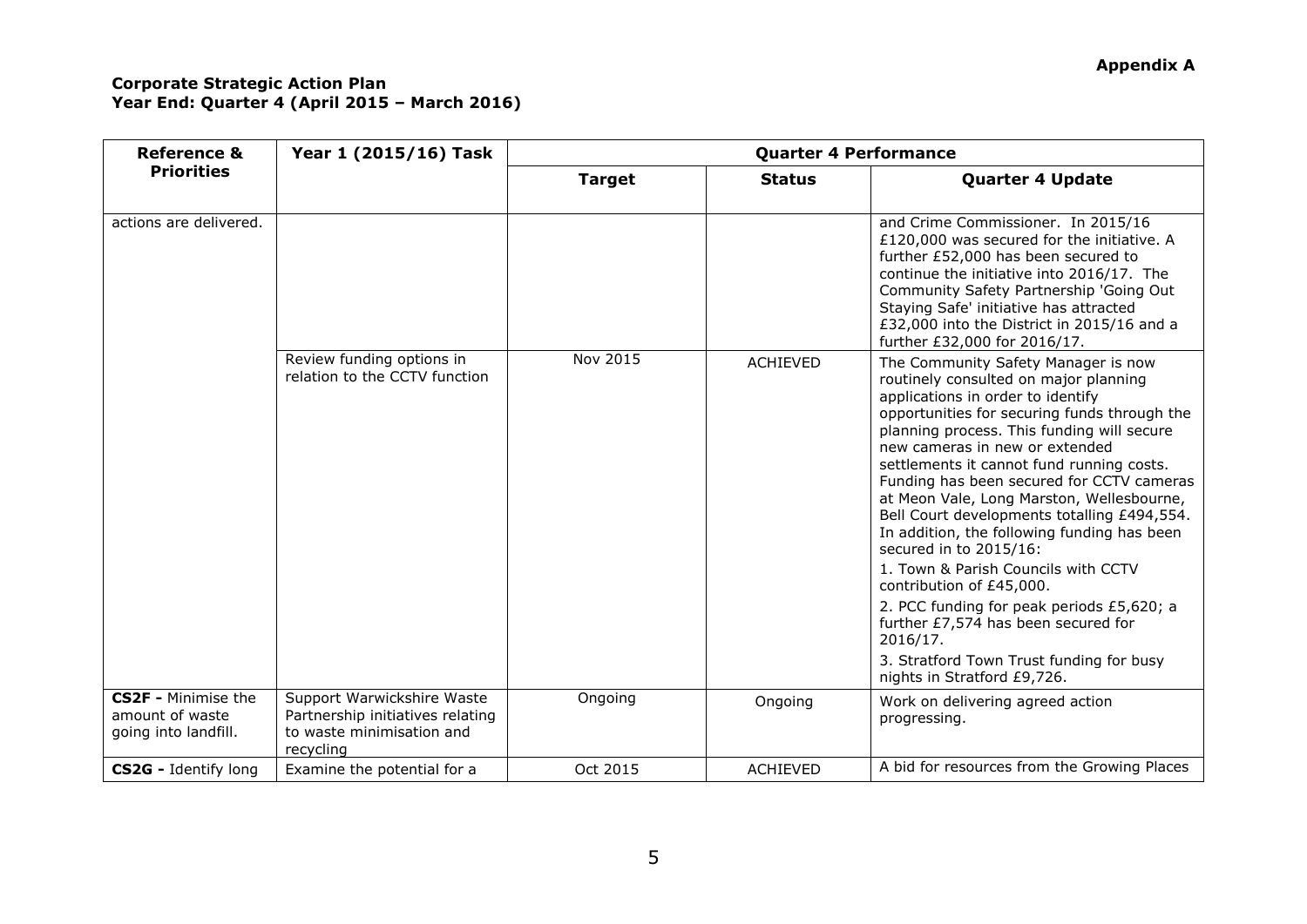**Appendix A**

**Corporate Strategic Action Plan**
**Year End: Quarter 4 (April 2015 – March 2016)**

| Reference & Priorities | Year 1 (2015/16) Task | Quarter 4 Performance | | |
|---|---|---|---|---|
| | | **Target** | **Status** | **Quarter 4 Update** |
| actions are delivered. | | | | and Crime Commissioner. In 2015/16 £120,000 was secured for the initiative. A further £52,000 has been secured to continue the initiative into 2016/17. The Community Safety Partnership 'Going Out Staying Safe' initiative has attracted £32,000 into the District in 2015/16 and a further £32,000 for 2016/17. |
| | Review funding options in relation to the CCTV function | Nov 2015 | ACHIEVED | The Community Safety Manager is now routinely consulted on major planning applications in order to identify opportunities for securing funds through the planning process. This funding will secure new cameras in new or extended settlements it cannot fund running costs. Funding has been secured for CCTV cameras at Meon Vale, Long Marston, Wellesbourne, Bell Court developments totalling £494,554. In addition, the following funding has been secured in to 2015/16:<br>1. Town & Parish Councils with CCTV contribution of £45,000.<br>2. PCC funding for peak periods £5,620; a further £7,574 has been secured for 2016/17.<br>3. Stratford Town Trust funding for busy nights in Stratford £9,726. |
| **CS2F -** Minimise the amount of waste going into landfill. | Support Warwickshire Waste Partnership initiatives relating to waste minimisation and recycling | Ongoing | Ongoing | Work on delivering agreed action progressing. |
| **CS2G -** Identify long | Examine the potential for a | Oct 2015 | ACHIEVED | A bid for resources from the Growing Places |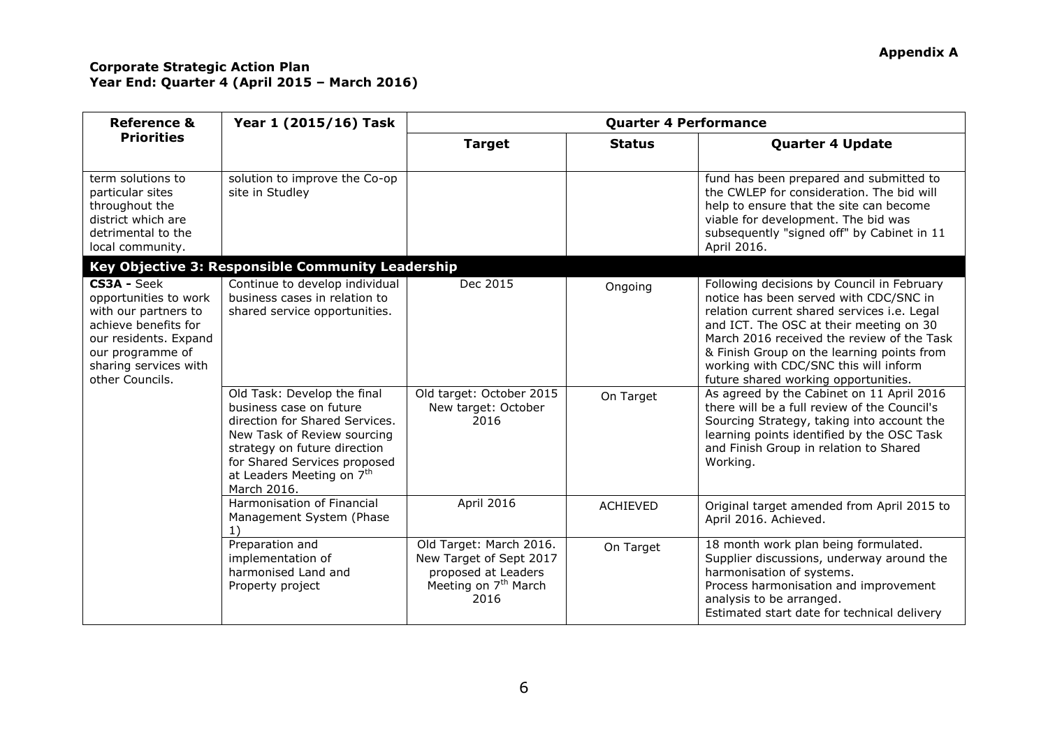**Appendix A**

**Corporate Strategic Action Plan**
**Year End: Quarter 4 (April 2015 – March 2016)**

| Reference & Priorities | Year 1 (2015/16) Task | Quarter 4 Performance | | |
|---|---|---|---|---|
| | | **Target** | **Status** | **Quarter 4 Update** |
| term solutions to particular sites throughout the district which are detrimental to the local community. | solution to improve the Co-op site in Studley | | | fund has been prepared and submitted to the CWLEP for consideration. The bid will help to ensure that the site can become viable for development. The bid was subsequently "signed off" by Cabinet in 11 April 2016. |
| **Key Objective 3: Responsible Community Leadership** | | | | |
| **CS3A -** Seek opportunities to work with our partners to achieve benefits for our residents. Expand our programme of sharing services with other Councils. | Continue to develop individual business cases in relation to shared service opportunities. | Dec 2015 | Ongoing | Following decisions by Council in February notice has been served with CDC/SNC in relation current shared services i.e. Legal and ICT. The OSC at their meeting on 30 March 2016 received the review of the Task & Finish Group on the learning points from working with CDC/SNC this will inform future shared working opportunities. |
| | Old Task: Develop the final business case on future direction for Shared Services. New Task of Review sourcing strategy on future direction for Shared Services proposed at Leaders Meeting on 7th March 2016. | Old target: October 2015 New target: October 2016 | On Target | As agreed by the Cabinet on 11 April 2016 there will be a full review of the Council's Sourcing Strategy, taking into account the learning points identified by the OSC Task and Finish Group in relation to Shared Working. |
| | Harmonisation of Financial Management System (Phase 1) | April 2016 | ACHIEVED | Original target amended from April 2015 to April 2016. Achieved. |
| | Preparation and implementation of harmonised Land and Property project | Old Target: March 2016. New Target of Sept 2017 proposed at Leaders Meeting on 7th March 2016 | On Target | 18 month work plan being formulated. Supplier discussions, underway around the harmonisation of systems. Process harmonisation and improvement analysis to be arranged. Estimated start date for technical delivery |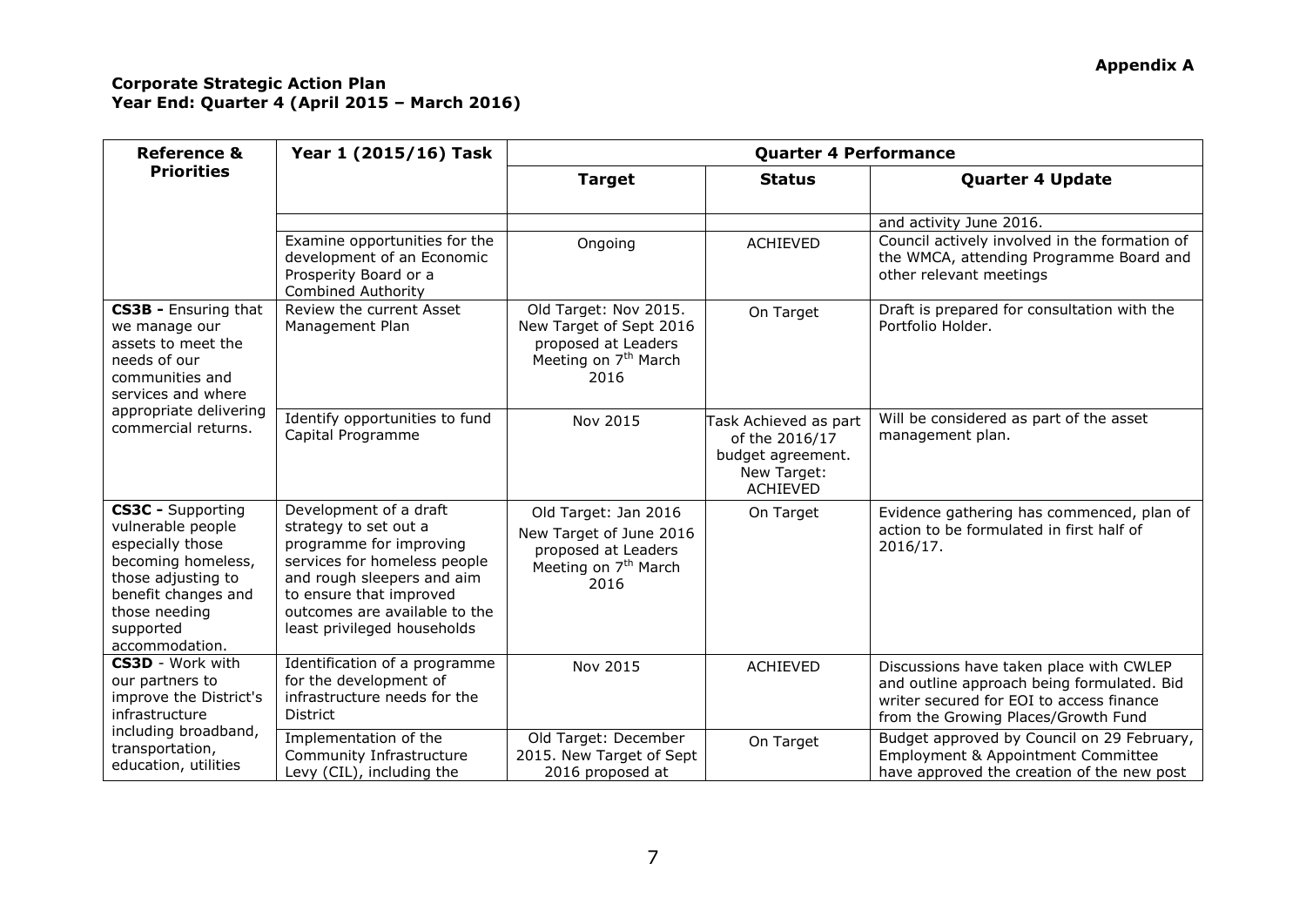**Appendix A**

**Corporate Strategic Action Plan**
**Year End: Quarter 4 (April 2015 – March 2016)**

| Reference & Priorities | Year 1 (2015/16) Task | Quarter 4 Performance | | |
|---|---|---|---|---|
| | | **Target** | **Status** | **Quarter 4 Update** |
| | | | | and activity June 2016. |
| | Examine opportunities for the development of an Economic Prosperity Board or a Combined Authority | Ongoing | ACHIEVED | Council actively involved in the formation of the WMCA, attending Programme Board and other relevant meetings |
| **CS3B -** Ensuring that we manage our assets to meet the needs of our communities and services and where appropriate delivering commercial returns. | Review the current Asset Management Plan | Old Target: Nov 2015. New Target of Sept 2016 proposed at Leaders Meeting on 7th March 2016 | On Target | Draft is prepared for consultation with the Portfolio Holder. |
| | Identify opportunities to fund Capital Programme | Nov 2015 | Task Achieved as part of the 2016/17 budget agreement. New Target: ACHIEVED | Will be considered as part of the asset management plan. |
| **CS3C -** Supporting vulnerable people especially those becoming homeless, those adjusting to benefit changes and those needing supported accommodation. | Development of a draft strategy to set out a programme for improving services for homeless people and rough sleepers and aim to ensure that improved outcomes are available to the least privileged households | Old Target: Jan 2016 New Target of June 2016 proposed at Leaders Meeting on 7th March 2016 | On Target | Evidence gathering has commenced, plan of action to be formulated in first half of 2016/17. |
| **CS3D** - Work with our partners to improve the District's infrastructure including broadband, transportation, education, utilities | Identification of a programme for the development of infrastructure needs for the District | Nov 2015 | ACHIEVED | Discussions have taken place with CWLEP and outline approach being formulated. Bid writer secured for EOI to access finance from the Growing Places/Growth Fund |
| | Implementation of the Community Infrastructure Levy (CIL), including the | Old Target: December 2015. New Target of Sept 2016 proposed at | On Target | Budget approved by Council on 29 February, Employment & Appointment Committee have approved the creation of the new post |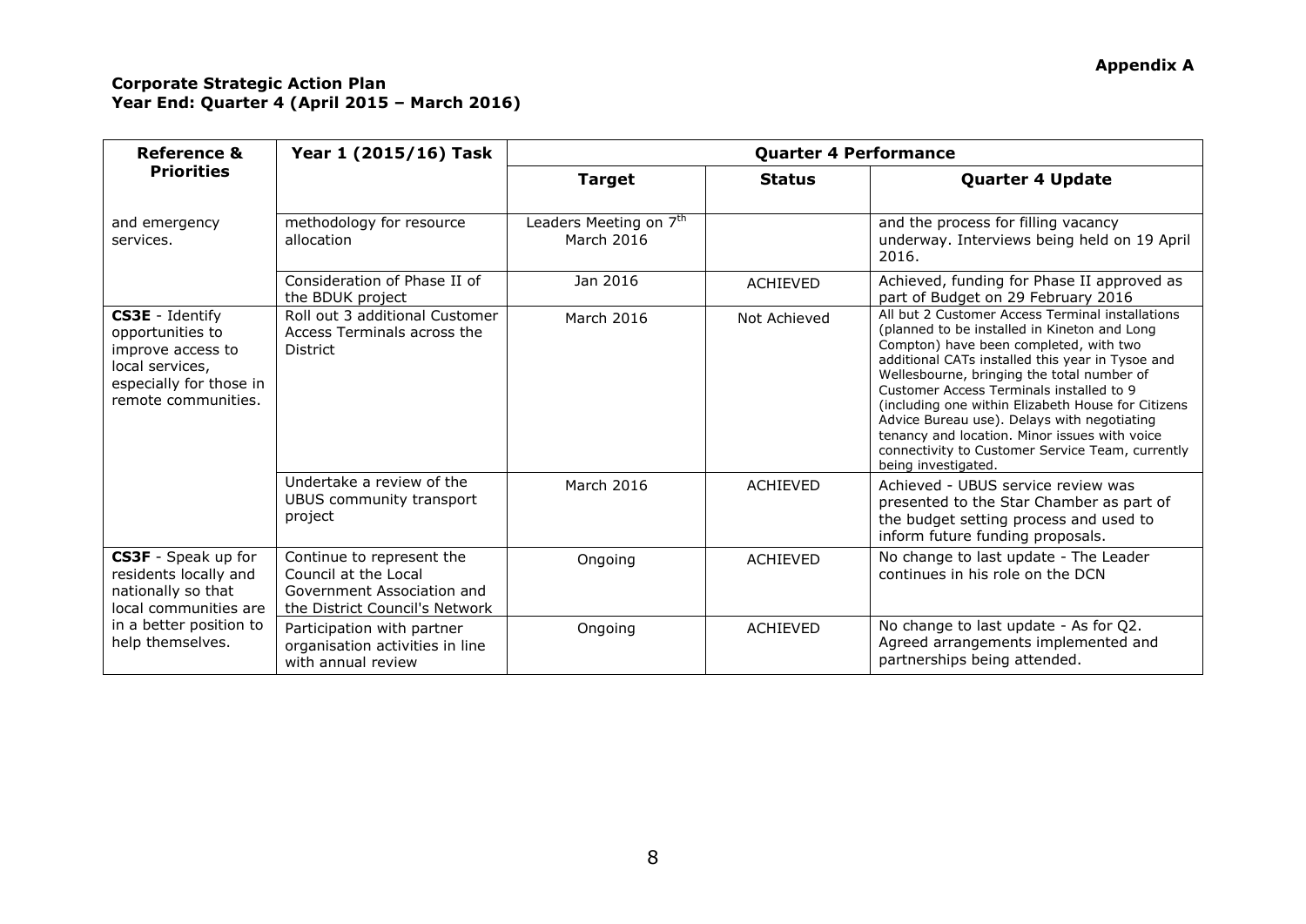**Appendix A**

**Corporate Strategic Action Plan**
**Year End: Quarter 4 (April 2015 – March 2016)**

| Reference & Priorities | Year 1 (2015/16) Task | Quarter 4 Performance | | |
|---|---|---|---|---|
| | | **Target** | **Status** | **Quarter 4 Update** |
| and emergency services. | methodology for resource allocation | Leaders Meeting on 7th March 2016 | | and the process for filling vacancy underway. Interviews being held on 19 April 2016. |
| | Consideration of Phase II of the BDUK project | Jan 2016 | ACHIEVED | Achieved, funding for Phase II approved as part of Budget on 29 February 2016 |
| **CS3E** - Identify opportunities to improve access to local services, especially for those in remote communities. | Roll out 3 additional Customer Access Terminals across the District | March 2016 | Not Achieved | All but 2 Customer Access Terminal installations (planned to be installed in Kineton and Long Compton) have been completed, with two additional CATs installed this year in Tysoe and Wellesbourne, bringing the total number of Customer Access Terminals installed to 9 (including one within Elizabeth House for Citizens Advice Bureau use). Delays with negotiating tenancy and location. Minor issues with voice connectivity to Customer Service Team, currently being investigated. |
| | Undertake a review of the UBUS community transport project | March 2016 | ACHIEVED | Achieved - UBUS service review was presented to the Star Chamber as part of the budget setting process and used to inform future funding proposals. |
| **CS3F** - Speak up for residents locally and nationally so that local communities are in a better position to help themselves. | Continue to represent the Council at the Local Government Association and the District Council's Network | Ongoing | ACHIEVED | No change to last update - The Leader continues in his role on the DCN |
| | Participation with partner organisation activities in line with annual review | Ongoing | ACHIEVED | No change to last update - As for Q2. Agreed arrangements implemented and partnerships being attended. |